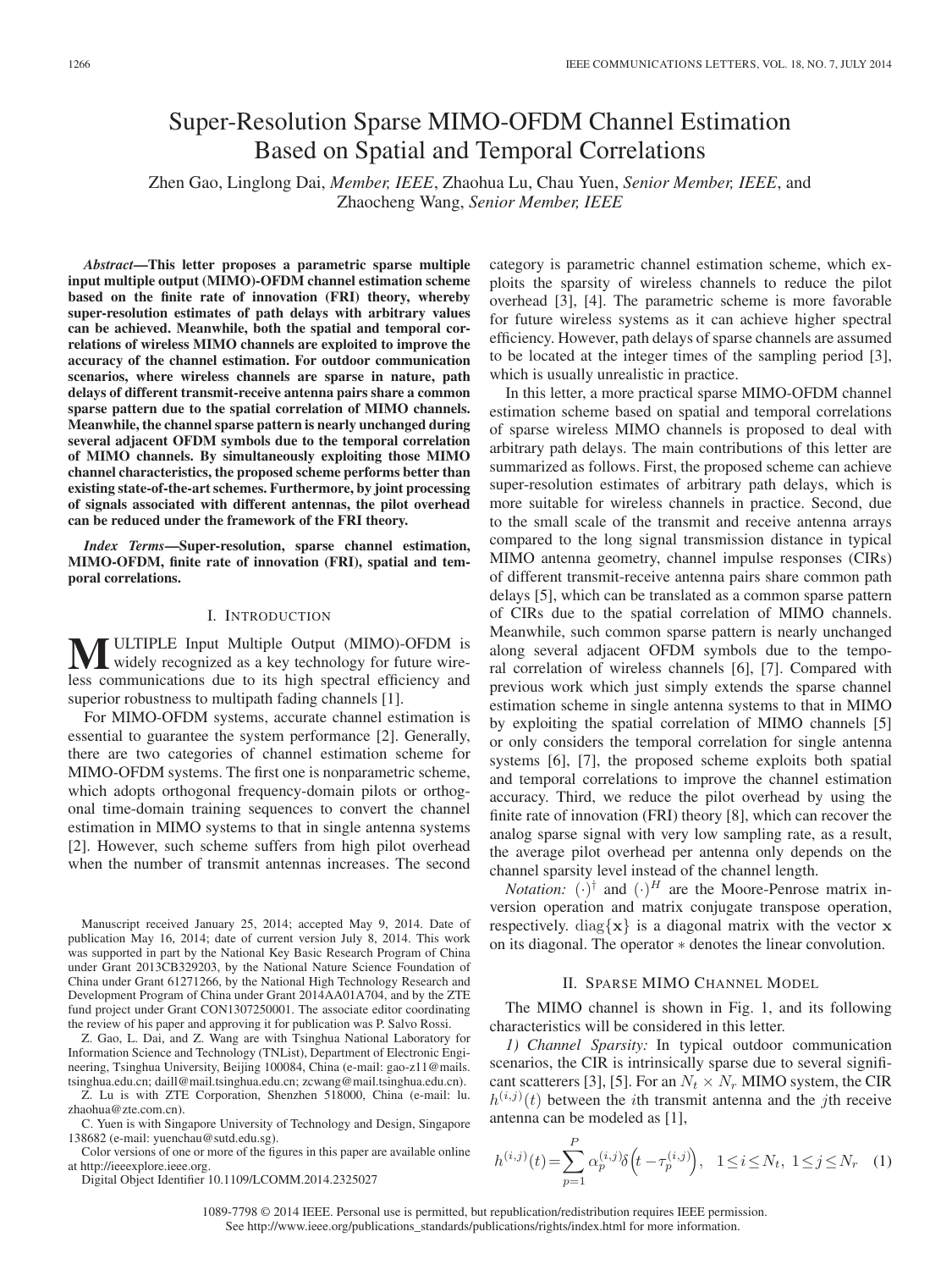# Super-Resolution Sparse MIMO-OFDM Channel Estimation Based on Spatial and Temporal Correlations

Zhen Gao, Linglong Dai, *Member, IEEE*, Zhaohua Lu, Chau Yuen, *Senior Member, IEEE*, and Zhaocheng Wang, *Senior Member, IEEE*

***Abstract*—This letter proposes a parametric sparse multiple input multiple output (MIMO)-OFDM channel estimation scheme based on the finite rate of innovation (FRI) theory, whereby super-resolution estimates of path delays with arbitrary values can be achieved. Meanwhile, both the spatial and temporal correlations of wireless MIMO channels are exploited to improve the accuracy of the channel estimation. For outdoor communication scenarios, where wireless channels are sparse in nature, path delays of different transmit-receive antenna pairs share a common sparse pattern due to the spatial correlation of MIMO channels. Meanwhile, the channel sparse pattern is nearly unchanged during several adjacent OFDM symbols due to the temporal correlation of MIMO channels. By simultaneously exploiting those MIMO channel characteristics, the proposed scheme performs better than existing state-of-the-art schemes. Furthermore, by joint processing of signals associated with different antennas, the pilot overhead can be reduced under the framework of the FRI theory.**

***Index Terms*—Super-resolution, sparse channel estimation, MIMO-OFDM, finite rate of innovation (FRI), spatial and temporal correlations.**

## I. Introduction

MULTIPLE Input Multiple Output (MIMO)-OFDM is widely recognized as a key technology for future wireless communications due to its high spectral efficiency and superior robustness to multipath fading channels [1].

For MIMO-OFDM systems, accurate channel estimation is essential to guarantee the system performance [2]. Generally, there are two categories of channel estimation scheme for MIMO-OFDM systems. The first one is nonparametric scheme, which adopts orthogonal frequency-domain pilots or orthogonal time-domain training sequences to convert the channel estimation in MIMO systems to that in single antenna systems [2]. However, such scheme suffers from high pilot overhead when the number of transmit antennas increases. The second category is parametric channel estimation scheme, which exploits the sparsity of wireless channels to reduce the pilot overhead [3], [4]. The parametric scheme is more favorable for future wireless systems as it can achieve higher spectral efficiency. However, path delays of sparse channels are assumed to be located at the integer times of the sampling period [3], which is usually unrealistic in practice.

In this letter, a more practical sparse MIMO-OFDM channel estimation scheme based on spatial and temporal correlations of sparse wireless MIMO channels is proposed to deal with arbitrary path delays. The main contributions of this letter are summarized as follows. First, the proposed scheme can achieve super-resolution estimates of arbitrary path delays, which is more suitable for wireless channels in practice. Second, due to the small scale of the transmit and receive antenna arrays compared to the long signal transmission distance in typical MIMO antenna geometry, channel impulse responses (CIRs) of different transmit-receive antenna pairs share common path delays [5], which can be translated as a common sparse pattern of CIRs due to the spatial correlation of MIMO channels. Meanwhile, such common sparse pattern is nearly unchanged along several adjacent OFDM symbols due to the temporal correlation of wireless channels [6], [7]. Compared with previous work which just simply extends the sparse channel estimation scheme in single antenna systems to that in MIMO by exploiting the spatial correlation of MIMO channels [5] or only considers the temporal correlation for single antenna systems [6], [7], the proposed scheme exploits both spatial and temporal correlations to improve the channel estimation accuracy. Third, we reduce the pilot overhead by using the finite rate of innovation (FRI) theory [8], which can recover the analog sparse signal with very low sampling rate, as a result, the average pilot overhead per antenna only depends on the channel sparsity level instead of the channel length.

*Notation:* $(\cdot)^{\dagger}$ and $(\cdot)^{H}$ are the Moore-Penrose matrix inversion operation and matrix conjugate transpose operation, respectively. $\mathrm{diag}\{\mathbf{x}\}$ is a diagonal matrix with the vector $\mathbf{x}$ on its diagonal. The operator $*$ denotes the linear convolution.

## II. Sparse MIMO Channel Model

The MIMO channel is shown in Fig. 1, and its following characteristics will be considered in this letter.

*1) Channel Sparsity:* In typical outdoor communication scenarios, the CIR is intrinsically sparse due to several significant scatterers [3], [5]. For an $N_t \times N_r$ MIMO system, the CIR $h^{(i,j)}(t)$ between the $i$th transmit antenna and the $j$th receive antenna can be modeled as [1],

$$h^{(i,j)}(t) = \sum_{p=1}^{P} \alpha_p^{(i,j)} \delta\left(t - \tau_p^{(i,j)}\right), \quad 1 \leq i \leq N_t,\ 1 \leq j \leq N_r \quad (1)$$

---

Manuscript received January 25, 2014; accepted May 9, 2014. Date of publication May 16, 2014; date of current version July 8, 2014. This work was supported in part by the National Key Basic Research Program of China under Grant 2013CB329203, by the National Nature Science Foundation of China under Grant 61271266, by the National High Technology Research and Development Program of China under Grant 2014AA01A704, and by the ZTE fund project under Grant CON1307250001. The associate editor coordinating the review of his paper and approving it for publication was P. Salvo Rossi.

Z. Gao, L. Dai, and Z. Wang are with Tsinghua National Laboratory for Information Science and Technology (TNList), Department of Electronic Engineering, Tsinghua University, Beijing 100084, China (e-mail: gao-z11@mails.tsinghua.edu.cn; daill@mail.tsinghua.edu.cn; zcwang@mail.tsinghua.edu.cn).

Z. Lu is with ZTE Corporation, Shenzhen 518000, China (e-mail: lu.zhaohua@zte.com.cn).

C. Yuen is with Singapore University of Technology and Design, Singapore 138682 (e-mail: yuenchau@sutd.edu.sg).

Color versions of one or more of the figures in this paper are available online at http://ieeexplore.ieee.org.

Digital Object Identifier 10.1109/LCOMM.2014.2325027

1089-7798 © 2014 IEEE. Personal use is permitted, but republication/redistribution requires IEEE permission. See http://www.ieee.org/publications_standards/publications/rights/index.html for more information.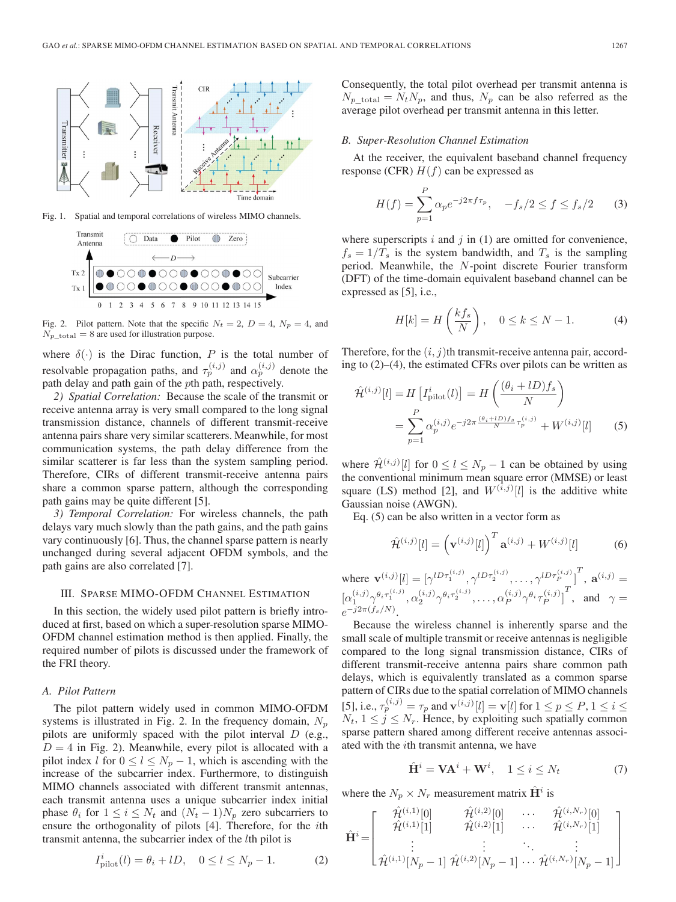Fig. 1. Spatial and temporal correlations of wireless MIMO channels.

Fig. 2. Pilot pattern. Note that the specific $N_t = 2$, $D = 4$, $N_p = 4$, and $N_{p\_\text{total}} = 8$ are used for illustration purpose.

where $\delta(\cdot)$ is the Dirac function, $P$ is the total number of resolvable propagation paths, and $\tau_p^{(i,j)}$ and $\alpha_p^{(i,j)}$ denote the path delay and path gain of the $p$th path, respectively.

*2) Spatial Correlation:* Because the scale of the transmit or receive antenna array is very small compared to the long signal transmission distance, channels of different transmit-receive antenna pairs share very similar scatterers. Meanwhile, for most communication systems, the path delay difference from the similar scatterer is far less than the system sampling period. Therefore, CIRs of different transmit-receive antenna pairs share a common sparse pattern, although the corresponding path gains may be quite different [5].

*3) Temporal Correlation:* For wireless channels, the path delays vary much slowly than the path gains, and the path gains vary continuously [6]. Thus, the channel sparse pattern is nearly unchanged during several adjacent OFDM symbols, and the path gains are also correlated [7].

## III. Sparse MIMO-OFDM Channel Estimation

In this section, the widely used pilot pattern is briefly introduced at first, based on which a super-resolution sparse MIMO-OFDM channel estimation method is then applied. Finally, the required number of pilots is discussed under the framework of the FRI theory.

### A. Pilot Pattern

The pilot pattern widely used in common MIMO-OFDM systems is illustrated in Fig. 2. In the frequency domain, $N_p$ pilots are uniformly spaced with the pilot interval $D$ (e.g., $D = 4$ in Fig. 2). Meanwhile, every pilot is allocated with a pilot index $l$ for $0 \le l \le N_p - 1$, which is ascending with the increase of the subcarrier index. Furthermore, to distinguish MIMO channels associated with different transmit antennas, each transmit antenna uses a unique subcarrier index initial phase $\theta_i$ for $1 \le i \le N_t$ and $(N_t - 1)N_p$ zero subcarriers to ensure the orthogonality of pilots [2]. Therefore, for the $i$th transmit antenna, the subcarrier index of the $l$th pilot is

$$I_{\text{pilot}}^i(l) = \theta_i + lD, \quad 0 \le l \le N_p - 1. \tag{2}$$

Consequently, the total pilot overhead per transmit antenna is $N_{p\_\text{total}} = N_t N_p$, and thus, $N_p$ can be also referred as the average pilot overhead per transmit antenna in this letter.

### B. Super-Resolution Channel Estimation

At the receiver, the equivalent baseband channel frequency response (CFR) $H(f)$ can be expressed as

$$H(f) = \sum_{p=1}^{P} \alpha_p e^{-j2\pi f \tau_p}, \quad -f_s/2 \le f \le f_s/2 \tag{3}$$

where superscripts $i$ and $j$ in (1) are omitted for convenience, $f_s = 1/T_s$ is the system bandwidth, and $T_s$ is the sampling period. Meanwhile, the $N$-point discrete Fourier transform (DFT) of the time-domain equivalent baseband channel can be expressed as [5], i.e.,

$$H[k] = H\left(\frac{kf_s}{N}\right), \quad 0 \le k \le N - 1. \tag{4}$$

Therefore, for the $(i, j)$th transmit-receive antenna pair, according to (2)–(4), the estimated CFRs over pilots can be written as

$$\begin{aligned}\hat{\mathcal{H}}^{(i,j)}[l] &= H\left[I_{\text{pilot}}^i(l)\right] = H\left(\frac{(\theta_i + lD)f_s}{N}\right)\\ &= \sum_{p=1}^{P} \alpha_p^{(i,j)} e^{-j2\pi \frac{(\theta_i + lD)f_s}{N}\tau_p^{(i,j)}} + W^{(i,j)}[l]\end{aligned} \tag{5}$$

where $\hat{\mathcal{H}}^{(i,j)}[l]$ for $0 \le l \le N_p - 1$ can be obtained by using the conventional minimum mean square error (MMSE) or least square (LS) method [2], and $W^{(i,j)}[l]$ is the additive white Gaussian noise (AWGN).

Eq. (5) can be also written in a vector form as

$$\hat{\mathcal{H}}^{(i,j)}[l] = \left(\mathbf{v}^{(i,j)}[l]\right)^T \mathbf{a}^{(i,j)} + W^{(i,j)}[l] \tag{6}$$

where $\mathbf{v}^{(i,j)}[l] = [\gamma^{lD\tau_1^{(i,j)}}, \gamma^{lD\tau_2^{(i,j)}}, \ldots, \gamma^{lD\tau_P^{(i,j)}}]^T$, $\mathbf{a}^{(i,j)} = [\alpha_1^{(i,j)}\gamma^{\theta_i\tau_1^{(i,j)}}, \alpha_2^{(i,j)}\gamma^{\theta_i\tau_2^{(i,j)}}, \ldots, \alpha_P^{(i,j)}\gamma^{\theta_i\tau_P^{(i,j)}}]^T$, and $\gamma = e^{-j2\pi(f_s/N)}$.

Because the wireless channel is inherently sparse and the small scale of multiple transmit or receive antennas is negligible compared to the long signal transmission distance, CIRs of different transmit-receive antenna pairs share common path delays, which is equivalently translated as a common sparse pattern of CIRs due to the spatial correlation of MIMO channels [5], i.e., $\tau_p^{(i,j)} = \tau_p$ and $\mathbf{v}^{(i,j)}[l] = \mathbf{v}[l]$ for $1 \le p \le P, 1 \le i \le N_t, 1 \le j \le N_r$. Hence, by exploiting such spatially common sparse pattern shared among different receive antennas associated with the $i$th transmit antenna, we have

$$\hat{\mathbf{H}}^i = \mathbf{V}\mathbf{A}^i + \mathbf{W}^i, \quad 1 \le i \le N_t \tag{7}$$

where the $N_p \times N_r$ measurement matrix $\hat{\mathbf{H}}^i$ is

$$\hat{\mathbf{H}}^i = \begin{bmatrix} \hat{\mathcal{H}}^{(i,1)}[0] & \hat{\mathcal{H}}^{(i,2)}[0] & \cdots & \hat{\mathcal{H}}^{(i,N_r)}[0] \\ \hat{\mathcal{H}}^{(i,1)}[1] & \hat{\mathcal{H}}^{(i,2)}[1] & \cdots & \hat{\mathcal{H}}^{(i,N_r)}[1] \\ \vdots & \vdots & \ddots & \vdots \\ \hat{\mathcal{H}}^{(i,1)}[N_p - 1] & \hat{\mathcal{H}}^{(i,2)}[N_p - 1] & \cdots & \hat{\mathcal{H}}^{(i,N_r)}[N_p - 1] \end{bmatrix}$$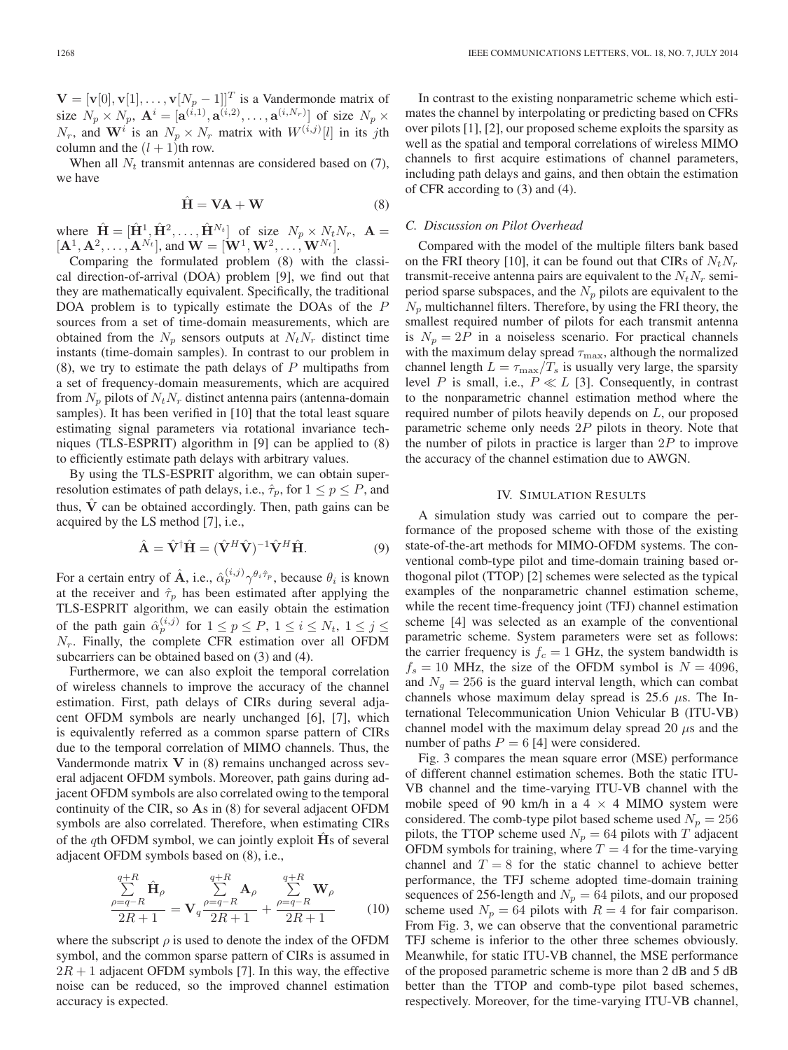$\mathbf{V} = [\mathbf{v}[0], \mathbf{v}[1], \ldots, \mathbf{v}[N_p - 1]]^T$ is a Vandermonde matrix of size $N_p \times N_p$, $\mathbf{A}^i = [\mathbf{a}^{(i,1)}, \mathbf{a}^{(i,2)}, \ldots, \mathbf{a}^{(i,N_r)}]$ of size $N_p \times N_r$, and $\mathbf{W}^i$ is an $N_p \times N_r$ matrix with $W^{(i,j)}[l]$ in its $j$th column and the $(l+1)$th row.

When all $N_t$ transmit antennas are considered based on (7), we have

$$\hat{\mathbf{H}} = \mathbf{V}\mathbf{A} + \mathbf{W} \tag{8}$$

where $\hat{\mathbf{H}} = [\hat{\mathbf{H}}^1, \hat{\mathbf{H}}^2, \ldots, \hat{\mathbf{H}}^{N_t}]$ of size $N_p \times N_t N_r$, $\mathbf{A} = [\mathbf{A}^1, \mathbf{A}^2, \ldots, \mathbf{A}^{N_t}]$, and $\mathbf{W} = [\mathbf{W}^1, \mathbf{W}^2, \ldots, \mathbf{W}^{N_t}]$.

Comparing the formulated problem (8) with the classical direction-of-arrival (DOA) problem [9], we find out that they are mathematically equivalent. Specifically, the traditional DOA problem is to typically estimate the DOAs of the $P$ sources from a set of time-domain measurements, which are obtained from the $N_p$ sensors outputs at $N_t N_r$ distinct time instants (time-domain samples). In contrast to our problem in (8), we try to estimate the path delays of $P$ multipaths from a set of frequency-domain measurements, which are acquired from $N_p$ pilots of $N_t N_r$ distinct antenna pairs (antenna-domain samples). It has been verified in [10] that the total least square estimating signal parameters via rotational invariance techniques (TLS-ESPRIT) algorithm in [9] can be applied to (8) to efficiently estimate path delays with arbitrary values.

By using the TLS-ESPRIT algorithm, we can obtain super-resolution estimates of path delays, i.e., $\hat{\tau}_p$, for $1 \le p \le P$, and thus, $\hat{\mathbf{V}}$ can be obtained accordingly. Then, path gains can be acquired by the LS method [7], i.e.,

$$\hat{\mathbf{A}} = \hat{\mathbf{V}}^{\dagger}\hat{\mathbf{H}} = (\hat{\mathbf{V}}^H\hat{\mathbf{V}})^{-1}\hat{\mathbf{V}}^H\hat{\mathbf{H}}. \tag{9}$$

For a certain entry of $\hat{\mathbf{A}}$, i.e., $\hat{\alpha}_p^{(i,j)}\gamma^{\theta_i\hat{\tau}_p}$, because $\theta_i$ is known at the receiver and $\hat{\tau}_p$ has been estimated after applying the TLS-ESPRIT algorithm, we can easily obtain the estimation of the path gain $\hat{\alpha}_p^{(i,j)}$ for $1 \le p \le P$, $1 \le i \le N_t$, $1 \le j \le N_r$. Finally, the complete CFR estimation over all OFDM subcarriers can be obtained based on (3) and (4).

Furthermore, we can also exploit the temporal correlation of wireless channels to improve the accuracy of the channel estimation. First, path delays of CIRs during several adjacent OFDM symbols are nearly unchanged [6], [7], which is equivalently referred as a common sparse pattern of CIRs due to the temporal correlation of MIMO channels. Thus, the Vandermonde matrix $\mathbf{V}$ in (8) remains unchanged across several adjacent OFDM symbols. Moreover, path gains during adjacent OFDM symbols are also correlated owing to the temporal continuity of the CIR, so $\mathbf{A}$s in (8) for several adjacent OFDM symbols are also correlated. Therefore, when estimating CIRs of the $q$th OFDM symbol, we can jointly exploit $\hat{\mathbf{H}}$s of several adjacent OFDM symbols based on (8), i.e.,

$$\frac{\sum_{\rho=q-R}^{q+R}\hat{\mathbf{H}}_\rho}{2R+1} = \mathbf{V}_q\frac{\sum_{\rho=q-R}^{q+R}\mathbf{A}_\rho}{2R+1} + \frac{\sum_{\rho=q-R}^{q+R}\mathbf{W}_\rho}{2R+1} \tag{10}$$

where the subscript $\rho$ is used to denote the index of the OFDM symbol, and the common sparse pattern of CIRs is assumed in $2R+1$ adjacent OFDM symbols [7]. In this way, the effective noise can be reduced, so the improved channel estimation accuracy is expected.

In contrast to the existing nonparametric scheme which estimates the channel by interpolating or predicting based on CFRs over pilots [1], [2], our proposed scheme exploits the sparsity as well as the spatial and temporal correlations of wireless MIMO channels to first acquire estimations of channel parameters, including path delays and gains, and then obtain the estimation of CFR according to (3) and (4).

### C. Discussion on Pilot Overhead

Compared with the model of the multiple filters bank based on the FRI theory [10], it can be found out that CIRs of $N_t N_r$ transmit-receive antenna pairs are equivalent to the $N_t N_r$ semi-period sparse subspaces, and the $N_p$ pilots are equivalent to the $N_p$ multichannel filters. Therefore, by using the FRI theory, the smallest required number of pilots for each transmit antenna is $N_p = 2P$ in a noiseless scenario. For practical channels with the maximum delay spread $\tau_{\max}$, although the normalized channel length $L = \tau_{\max}/T_s$ is usually very large, the sparsity level $P$ is small, i.e., $P \ll L$ [3]. Consequently, in contrast to the nonparametric channel estimation method where the required number of pilots heavily depends on $L$, our proposed parametric scheme only needs $2P$ pilots in theory. Note that the number of pilots in practice is larger than $2P$ to improve the accuracy of the channel estimation due to AWGN.

## IV. Simulation Results

A simulation study was carried out to compare the performance of the proposed scheme with those of the existing state-of-the-art methods for MIMO-OFDM systems. The conventional comb-type pilot and time-domain training based orthogonal pilot (TTOP) [2] schemes were selected as the typical examples of the nonparametric channel estimation scheme, while the recent time-frequency joint (TFJ) channel estimation scheme [4] was selected as an example of the conventional parametric scheme. System parameters were set as follows: the carrier frequency is $f_c = 1$ GHz, the system bandwidth is $f_s = 10$ MHz, the size of the OFDM symbol is $N = 4096$, and $N_g = 256$ is the guard interval length, which can combat channels whose maximum delay spread is 25.6 $\mu$s. The International Telecommunication Union Vehicular B (ITU-VB) channel model with the maximum delay spread 20 $\mu$s and the number of paths $P = 6$ [4] were considered.

Fig. 3 compares the mean square error (MSE) performance of different channel estimation schemes. Both the static ITU-VB channel and the time-varying ITU-VB channel with the mobile speed of 90 km/h in a $4 \times 4$ MIMO system were considered. The comb-type pilot based scheme used $N_p = 256$ pilots, the TTOP scheme used $N_p = 64$ pilots with $T$ adjacent OFDM symbols for training, where $T = 4$ for the time-varying channel and $T = 8$ for the static channel to achieve better performance, the TFJ scheme adopted time-domain training sequences of 256-length and $N_p = 64$ pilots, and our proposed scheme used $N_p = 64$ pilots with $R = 4$ for fair comparison. From Fig. 3, we can observe that the conventional parametric TFJ scheme is inferior to the other three schemes obviously. Meanwhile, for static ITU-VB channel, the MSE performance of the proposed parametric scheme is more than 2 dB and 5 dB better than the TTOP and comb-type pilot based schemes, respectively. Moreover, for the time-varying ITU-VB channel,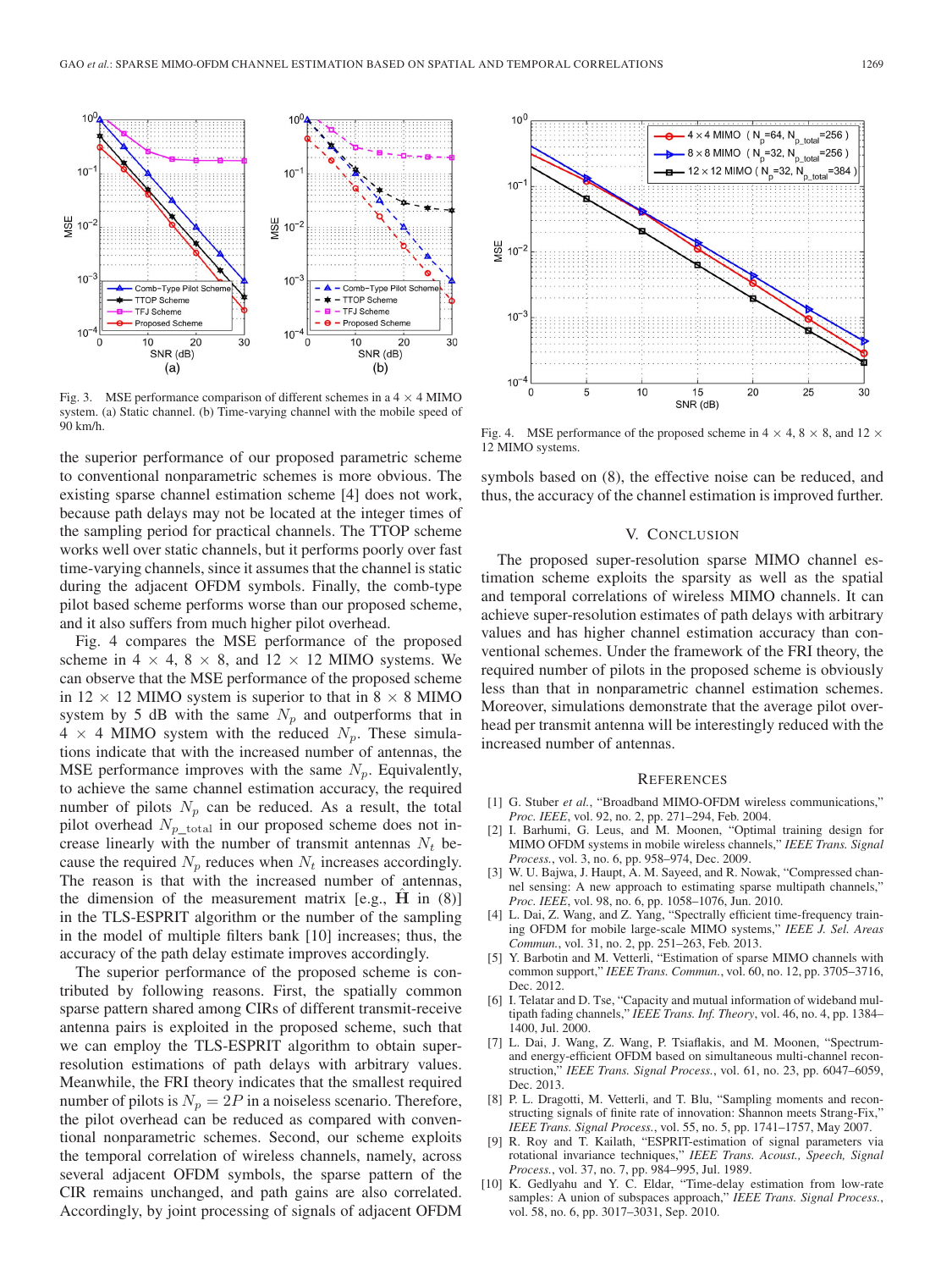10^0

10^-1

10^-2

10^-3

10^-4

MSE

0 10 20 30

SNR (dB)

(a)

Comb-Type Pilot Scheme

TTOP Scheme

TFJ Scheme

Proposed Scheme

10^0

10^-1

10^-2

10^-3

10^-4

MSE

0 10 20 30

SNR (dB)

(b)

Comb-Type Pilot Scheme

TTOP Scheme

TFJ Scheme

Proposed Scheme

Fig. 3. MSE performance comparison of different schemes in a 4 × 4 MIMO system. (a) Static channel. (b) Time-varying channel with the mobile speed of 90 km/h.

10^0

10^-1

10^-2

10^-3

10^-4

MSE

0 5 10 15 20 25 30

SNR (dB)

4 × 4 MIMO ( $N_p$=64, $N_{p\_total}$=256 )

8 × 8 MIMO ( $N_p$=32, $N_{p\_total}$=256 )

12 × 12 MIMO ( $N_p$=32, $N_{p\_total}$=384 )

Fig. 4. MSE performance of the proposed scheme in 4 × 4, 8 × 8, and 12 × 12 MIMO systems.

the superior performance of our proposed parametric scheme to conventional nonparametric schemes is more obvious. The existing sparse channel estimation scheme [4] does not work, because path delays may not be located at the integer times of the sampling period for practical channels. The TTOP scheme works well over static channels, but it performs poorly over fast time-varying channels, since it assumes that the channel is static during the adjacent OFDM symbols. Finally, the comb-type pilot based scheme performs worse than our proposed scheme, and it also suffers from much higher pilot overhead.

Fig. 4 compares the MSE performance of the proposed scheme in 4 × 4, 8 × 8, and 12 × 12 MIMO systems. We can observe that the MSE performance of the proposed scheme in 12 × 12 MIMO system is superior to that in 8 × 8 MIMO system by 5 dB with the same $N_p$ and outperforms that in 4 × 4 MIMO system with the reduced $N_p$. These simulations indicate that with the increased number of antennas, the MSE performance improves with the same $N_p$. Equivalently, to achieve the same channel estimation accuracy, the required number of pilots $N_p$ can be reduced. As a result, the total pilot overhead $N_{p\_\text{total}}$ in our proposed scheme does not increase linearly with the number of transmit antennas $N_t$ because the required $N_p$ reduces when $N_t$ increases accordingly. The reason is that with the increased number of antennas, the dimension of the measurement matrix [e.g., $\bar{\mathbf{H}}$ in (8)] in the TLS-ESPRIT algorithm or the number of the sampling in the model of multiple filters bank [10] increases; thus, the accuracy of the path delay estimate improves accordingly.

The superior performance of the proposed scheme is contributed by following reasons. First, the spatially common sparse pattern shared among CIRs of different transmit-receive antenna pairs is exploited in the proposed scheme, such that we can employ the TLS-ESPRIT algorithm to obtain super-resolution estimations of path delays with arbitrary values. Meanwhile, the FRI theory indicates that the smallest required number of pilots is $N_p = 2P$ in a noiseless scenario. Therefore, the pilot overhead can be reduced as compared with conventional nonparametric schemes. Second, our scheme exploits the temporal correlation of wireless channels, namely, across several adjacent OFDM symbols, the sparse pattern of the CIR remains unchanged, and path gains are also correlated. Accordingly, by joint processing of signals of adjacent OFDM symbols based on (8), the effective noise can be reduced, and thus, the accuracy of the channel estimation is improved further.

## V. Conclusion

The proposed super-resolution sparse MIMO channel estimation scheme exploits the sparsity as well as the spatial and temporal correlations of wireless MIMO channels. It can achieve super-resolution estimates of path delays with arbitrary values and has higher channel estimation accuracy than conventional schemes. Under the framework of the FRI theory, the required number of pilots in the proposed scheme is obviously less than that in nonparametric channel estimation schemes. Moreover, simulations demonstrate that the average pilot overhead per transmit antenna will be interestingly reduced with the increased number of antennas.

## References

[1] G. Stuber *et al.*, "Broadband MIMO-OFDM wireless communications," *Proc. IEEE*, vol. 92, no. 2, pp. 271–294, Feb. 2004.

[2] I. Barhumi, G. Leus, and M. Moonen, "Optimal training design for MIMO OFDM systems in mobile wireless channels," *IEEE Trans. Signal Process.*, vol. 3, no. 6, pp. 958–974, Dec. 2009.

[3] W. U. Bajwa, J. Haupt, A. M. Sayeed, and R. Nowak, "Compressed channel sensing: A new approach to estimating sparse multipath channels," *Proc. IEEE*, vol. 98, no. 6, pp. 1058–1076, Jun. 2010.

[4] L. Dai, Z. Wang, and Z. Yang, "Spectrally efficient time-frequency training OFDM for mobile large-scale MIMO systems," *IEEE J. Sel. Areas Commun.*, vol. 31, no. 2, pp. 251–263, Feb. 2013.

[5] Y. Barbotin and M. Vetterli, "Estimation of sparse MIMO channels with common support," *IEEE Trans. Commun.*, vol. 60, no. 12, pp. 3705–3716, Dec. 2012.

[6] I. Telatar and D. Tse, "Capacity and mutual information of wideband multipath fading channels," *IEEE Trans. Inf. Theory*, vol. 46, no. 4, pp. 1384–1400, Jul. 2000.

[7] L. Dai, J. Wang, Z. Wang, P. Tsiaflakis, and M. Moonen, "Spectrum- and energy-efficient OFDM based on simultaneous multi-channel reconstruction," *IEEE Trans. Signal Process.*, vol. 61, no. 23, pp. 6047–6059, Dec. 2013.

[8] P. L. Dragotti, M. Vetterli, and T. Blu, "Sampling moments and reconstructing signals of finite rate of innovation: Shannon meets Strang-Fix," *IEEE Trans. Signal Process.*, vol. 55, no. 5, pp. 1741–1757, May 2007.

[9] R. Roy and T. Kailath, "ESPRIT-estimation of signal parameters via rotational invariance techniques," *IEEE Trans. Acoust., Speech, Signal Process.*, vol. 37, no. 7, pp. 984–995, Jul. 1989.

[10] K. Gedlyahu and Y. C. Eldar, "Time-delay estimation from low-rate samples: A union of subspaces approach," *IEEE Trans. Signal Process.*, vol. 58, no. 6, pp. 3017–3031, Sep. 2010.